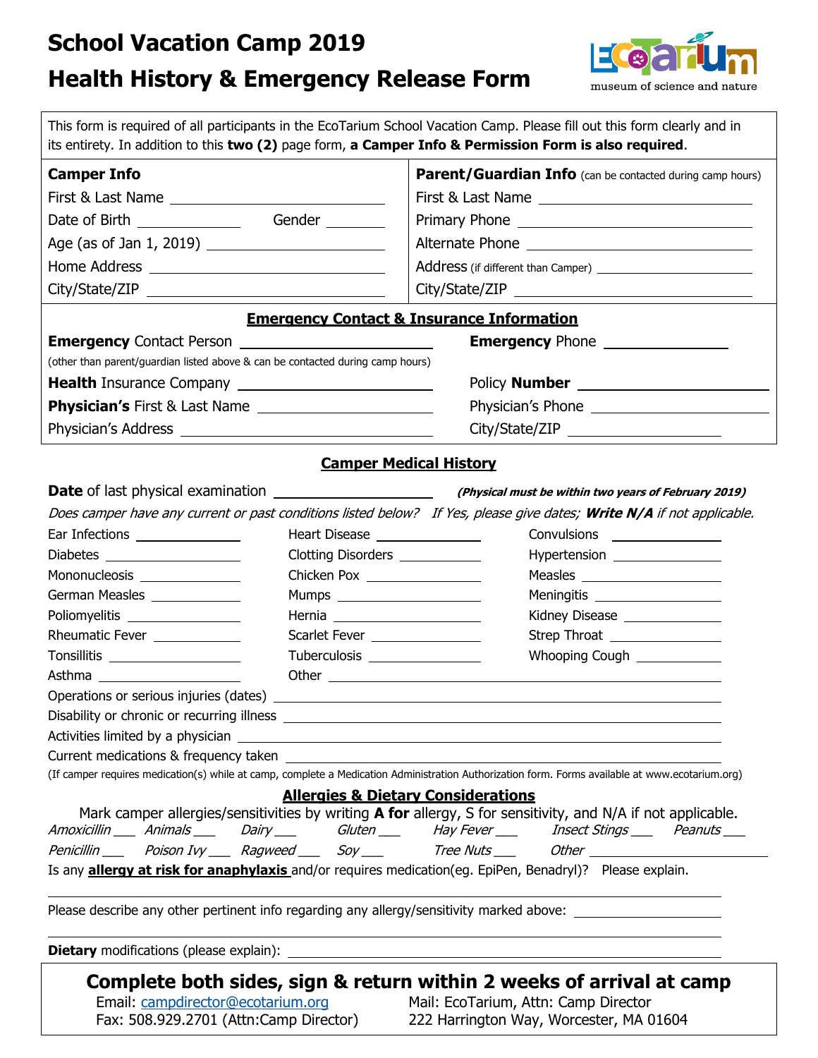# School Vacation Camp 2019
# Health History & Emergency Release Form

EcoTarium museum of science and nature

This form is required of all participants in the EcoTarium School Vacation Camp. Please fill out this form clearly and in its entirety. In addition to this **two (2)** page form, **a Camper Info & Permission Form is also required**.

| **Camper Info** | **Parent/Guardian Info** (can be contacted during camp hours) |
|---|---|
| First & Last Name ______________________ | First & Last Name ______________________ |
| Date of Birth __________ Gender ________ | Primary Phone ______________________ |
| Age (as of Jan 1, 2019) ______________________ | Alternate Phone ______________________ |
| Home Address ______________________ | Address (if different than Camper) ______________________ |
| City/State/ZIP ______________________ | City/State/ZIP ______________________ |

## Emergency Contact & Insurance Information

**Emergency** Contact Person ______________________ **Emergency** Phone ______________________
(other than parent/guardian listed above & can be contacted during camp hours)

**Health** Insurance Company ______________________ Policy **Number** ______________________

**Physician's** First & Last Name ______________________ Physician's Phone ______________________

Physician's Address ______________________ City/State/ZIP ______________________

## Camper Medical History

**Date** of last physical examination ______________________ ***(Physical must be within two years of February 2019)***

*Does camper have any current or past conditions listed below? If Yes, please give dates;* ***Write N/A*** *if not applicable.*

| | | |
|---|---|---|
| Ear Infections ________ | Heart Disease ________ | Convulsions ________ |
| Diabetes ________ | Clotting Disorders ________ | Hypertension ________ |
| Mononucleosis ________ | Chicken Pox ________ | Measles ________ |
| German Measles ________ | Mumps ________ | Meningitis ________ |
| Poliomyelitis ________ | Hernia ________ | Kidney Disease ________ |
| Rheumatic Fever ________ | Scarlet Fever ________ | Strep Throat ________ |
| Tonsillitis ________ | Tuberculosis ________ | Whooping Cough ________ |
| Asthma ________ | Other ________ | |

Operations or serious injuries (dates) ______________________

Disability or chronic or recurring illness ______________________

Activities limited by a physician ______________________

Current medications & frequency taken ______________________

(If camper requires medication(s) while at camp, complete a Medication Administration Authorization form. Forms available at www.ecotarium.org)

## Allergies & Dietary Considerations

Mark camper allergies/sensitivities by writing **A for** allergy, S for sensitivity, and N/A if not applicable.

*Amoxicillin* ___ *Animals* ___ *Dairy* ___ *Gluten* ___ *Hay Fever* ___ *Insect Stings* ___ *Peanuts* ___

*Penicillin* ___ *Poison Ivy* ___ *Ragweed* ___ *Soy* ___ *Tree Nuts* ___ *Other* ______________________

Is any **allergy at risk for anaphylaxis** and/or requires medication(eg. EpiPen, Benadryl)? Please explain.

______________________

Please describe any other pertinent info regarding any allergy/sensitivity marked above: ______________________

______________________

**Dietary** modifications (please explain): ______________________

## Complete both sides, sign & return within 2 weeks of arrival at camp

Email: campdirector@ecotarium.org
Fax: 508.929.2701 (Attn:Camp Director)

Mail: EcoTarium, Attn: Camp Director
222 Harrington Way, Worcester, MA 01604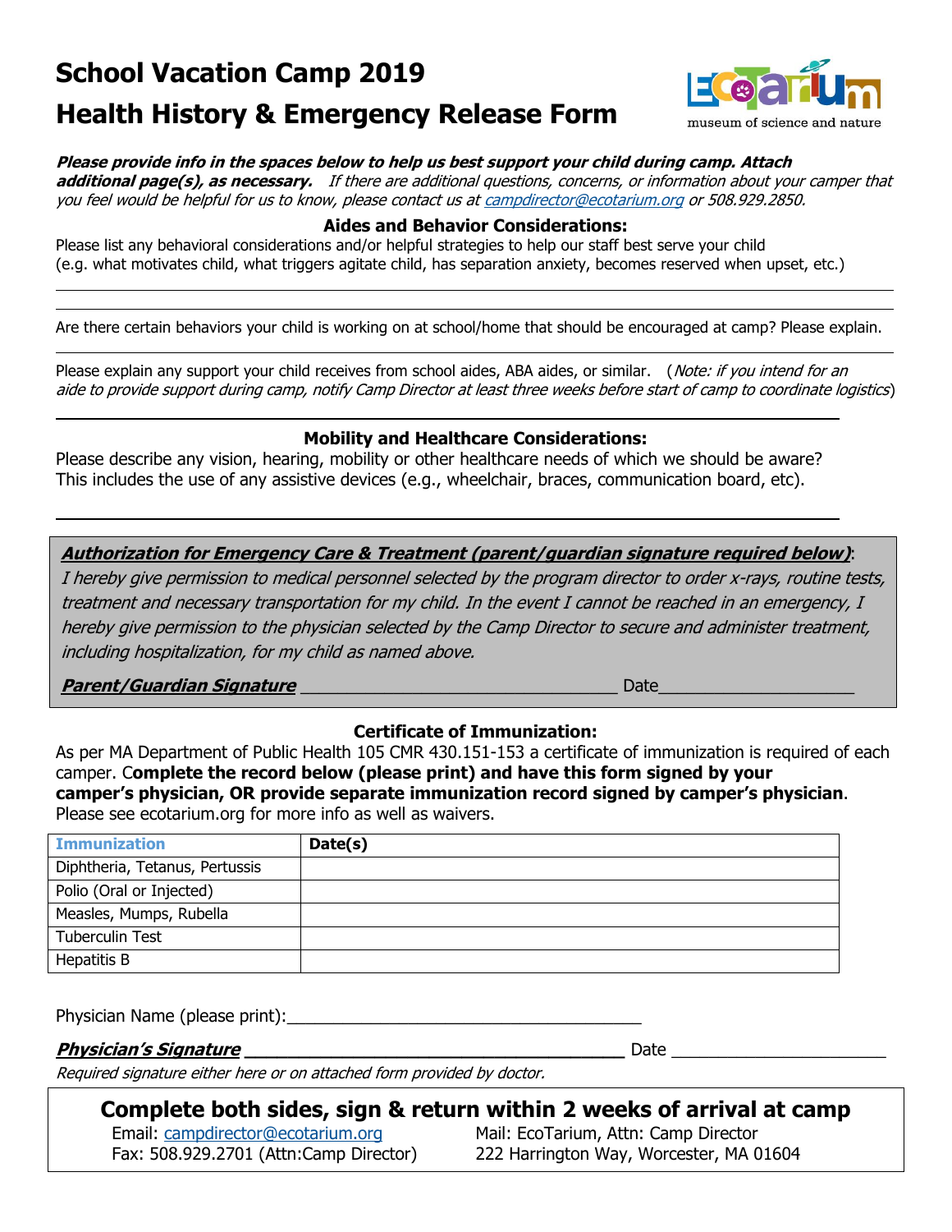# School Vacation Camp 2019

# Health History & Emergency Release Form

EcoTarium museum of science and nature

***Please provide info in the spaces below to help us best support your child during camp. Attach additional page(s), as necessary.*** *If there are additional questions, concerns, or information about your camper that you feel would be helpful for us to know, please contact us at campdirector@ecotarium.org or 508.929.2850.*

### Aides and Behavior Considerations:

Please list any behavioral considerations and/or helpful strategies to help our staff best serve your child (e.g. what motivates child, what triggers agitate child, has separation anxiety, becomes reserved when upset, etc.)

______________________________________________________________________

______________________________________________________________________

Are there certain behaviors your child is working on at school/home that should be encouraged at camp? Please explain.

______________________________________________________________________

Please explain any support your child receives from school aides, ABA aides, or similar. (*Note: if you intend for an aide to provide support during camp, notify Camp Director at least three weeks before start of camp to coordinate logistics*)

______________________________________________________________________

### Mobility and Healthcare Considerations:

Please describe any vision, hearing, mobility or other healthcare needs of which we should be aware? This includes the use of any assistive devices (e.g., wheelchair, braces, communication board, etc).

______________________________________________________________________

***Authorization for Emergency Care & Treatment (parent/guardian signature required below)***:

*I hereby give permission to medical personnel selected by the program director to order x-rays, routine tests, treatment and necessary transportation for my child. In the event I cannot be reached in an emergency, I hereby give permission to the physician selected by the Camp Director to secure and administer treatment, including hospitalization, for my child as named above.*

***Parent/Guardian Signature*** ________________________________ Date____________________

### Certificate of Immunization:

As per MA Department of Public Health 105 CMR 430.151-153 a certificate of immunization is required of each camper. C**omplete the record below (please print) and have this form signed by your camper's physician, OR provide separate immunization record signed by camper's physician**. Please see ecotarium.org for more info as well as waivers.

| Immunization | Date(s) |
|---|---|
| Diphtheria, Tetanus, Pertussis | |
| Polio (Oral or Injected) | |
| Measles, Mumps, Rubella | |
| Tuberculin Test | |
| Hepatitis B | |

Physician Name (please print):____________________________________

***Physician's Signature*** ____________________________________ Date ______________________

*Required signature either here or on attached form provided by doctor.*

**Complete both sides, sign & return within 2 weeks of arrival at camp**

Email: campdirector@ecotarium.org
Fax: 508.929.2701 (Attn:Camp Director)

Mail: EcoTarium, Attn: Camp Director
222 Harrington Way, Worcester, MA 01604